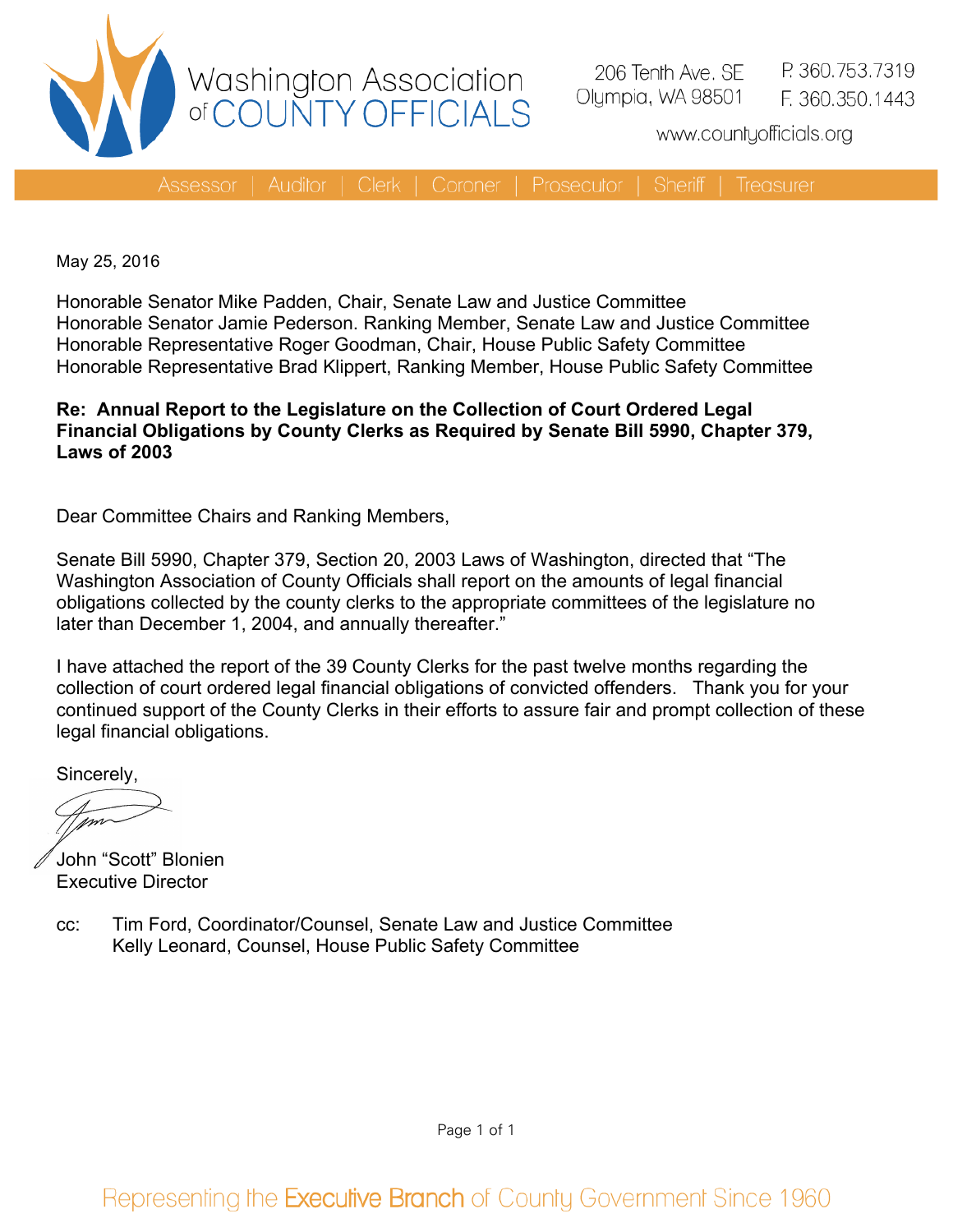Washington Association of COUNTY OFFICIALS

206 Tenth Ave. SE
Olympia, WA 98501

P. 360.753.7319
F. 360.350.1443

www.countyofficials.org

Assessor | Auditor | Clerk | Coroner | Prosecutor | Sheriff | Treasurer

May 25, 2016

Honorable Senator Mike Padden, Chair, Senate Law and Justice Committee
Honorable Senator Jamie Pederson. Ranking Member, Senate Law and Justice Committee
Honorable Representative Roger Goodman, Chair, House Public Safety Committee
Honorable Representative Brad Klippert, Ranking Member, House Public Safety Committee

**Re: Annual Report to the Legislature on the Collection of Court Ordered Legal Financial Obligations by County Clerks as Required by Senate Bill 5990, Chapter 379, Laws of 2003**

Dear Committee Chairs and Ranking Members,

Senate Bill 5990, Chapter 379, Section 20, 2003 Laws of Washington, directed that "The Washington Association of County Officials shall report on the amounts of legal financial obligations collected by the county clerks to the appropriate committees of the legislature no later than December 1, 2004, and annually thereafter."

I have attached the report of the 39 County Clerks for the past twelve months regarding the collection of court ordered legal financial obligations of convicted offenders. Thank you for your continued support of the County Clerks in their efforts to assure fair and prompt collection of these legal financial obligations.

Sincerely,

John "Scott" Blonien
Executive Director

cc: Tim Ford, Coordinator/Counsel, Senate Law and Justice Committee
Kelly Leonard, Counsel, House Public Safety Committee

Representing the Executive Branch of County Government Since 1960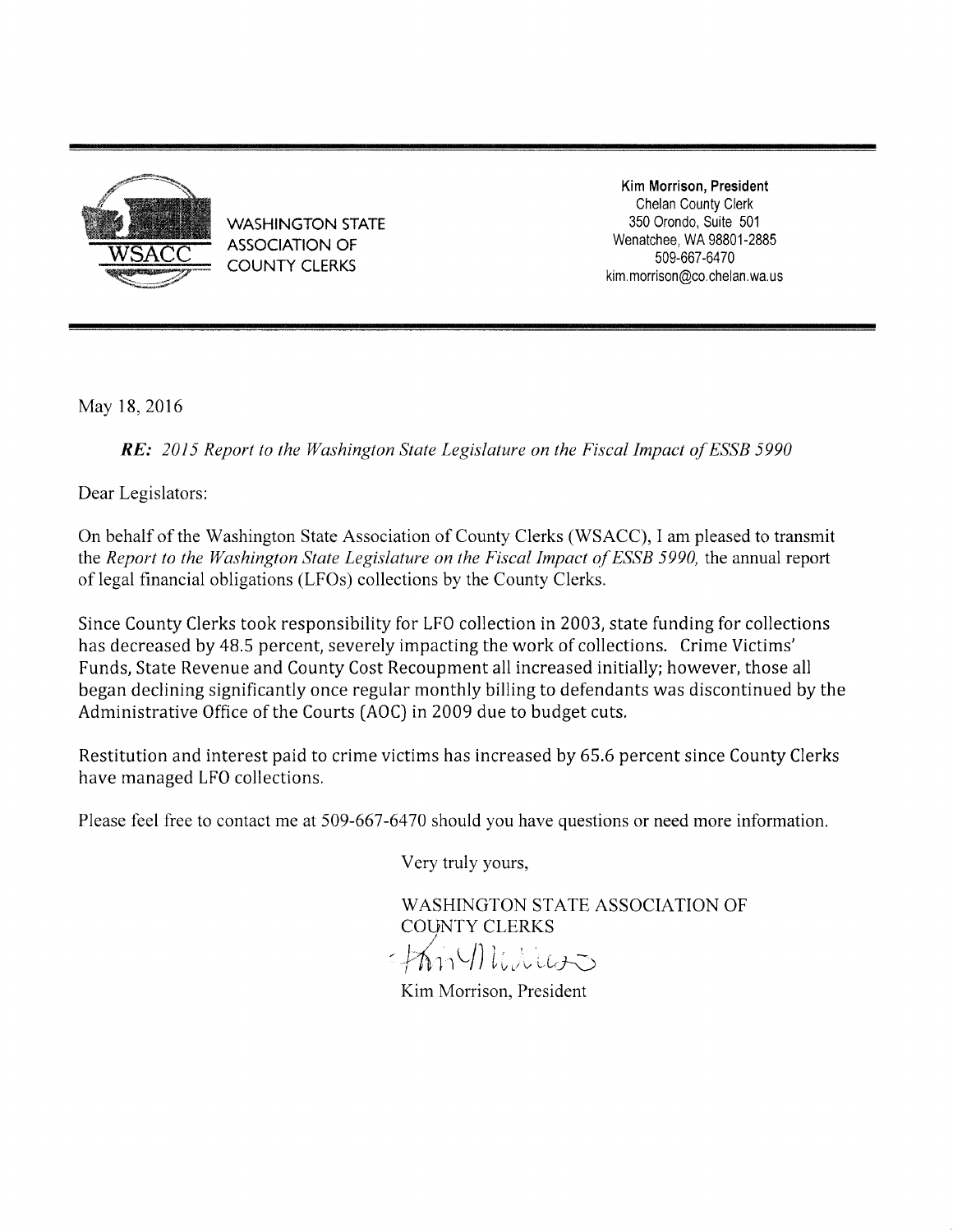WASHINGTON STATE ASSOCIATION OF COUNTY CLERKS

**Kim Morrison, President**
Chelan County Clerk
350 Orondo, Suite 501
Wenatchee, WA 98801-2885
509-667-6470
kim.morrison@co.chelan.wa.us

---

May 18, 2016

***RE:*** *2015 Report to the Washington State Legislature on the Fiscal Impact of ESSB 5990*

Dear Legislators:

On behalf of the Washington State Association of County Clerks (WSACC), I am pleased to transmit the *Report to the Washington State Legislature on the Fiscal Impact of ESSB 5990,* the annual report of legal financial obligations (LFOs) collections by the County Clerks.

Since County Clerks took responsibility for LFO collection in 2003, state funding for collections has decreased by 48.5 percent, severely impacting the work of collections. Crime Victims' Funds, State Revenue and County Cost Recoupment all increased initially; however, those all began declining significantly once regular monthly billing to defendants was discontinued by the Administrative Office of the Courts (AOC) in 2009 due to budget cuts.

Restitution and interest paid to crime victims has increased by 65.6 percent since County Clerks have managed LFO collections.

Please feel free to contact me at 509-667-6470 should you have questions or need more information.

Very truly yours,

WASHINGTON STATE ASSOCIATION OF COUNTY CLERKS

Kim Morrison, President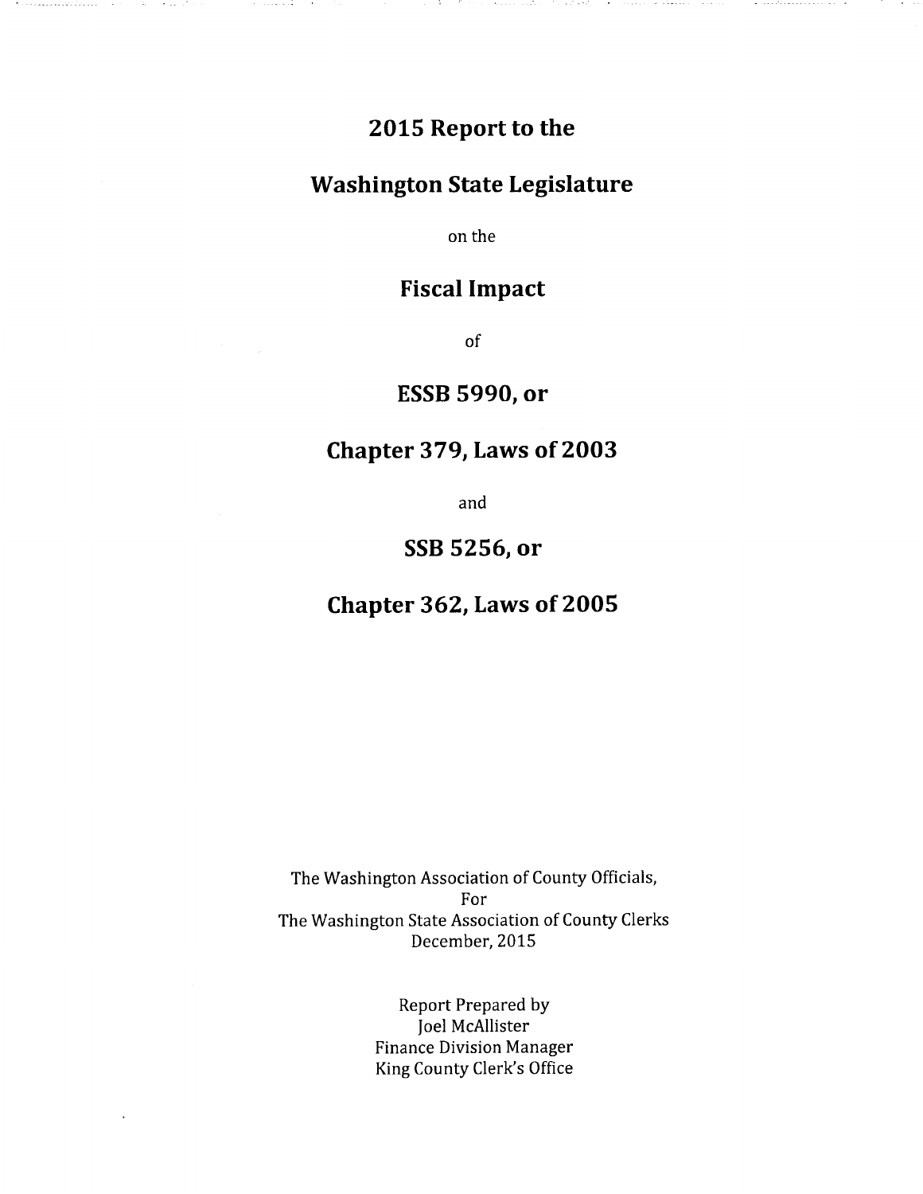# 2015 Report to the

# Washington State Legislature

on the

# Fiscal Impact

of

# ESSB 5990, or

# Chapter 379, Laws of 2003

and

# SSB 5256, or

# Chapter 362, Laws of 2005

The Washington Association of County Officials,
For
The Washington State Association of County Clerks
December, 2015

Report Prepared by
Joel McAllister
Finance Division Manager
King County Clerk's Office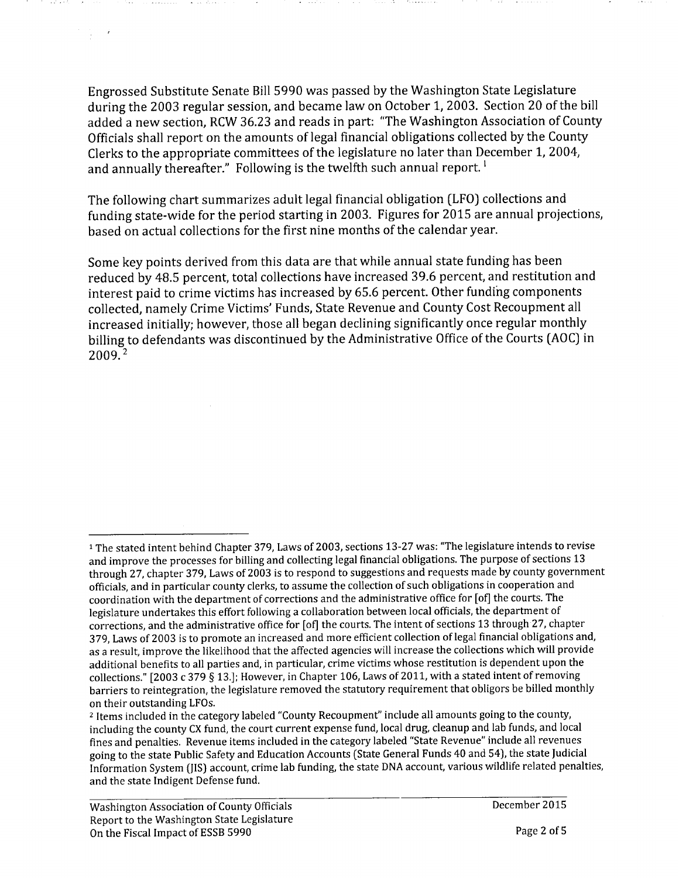Engrossed Substitute Senate Bill 5990 was passed by the Washington State Legislature during the 2003 regular session, and became law on October 1, 2003. Section 20 of the bill added a new section, RCW 36.23 and reads in part: "The Washington Association of County Officials shall report on the amounts of legal financial obligations collected by the County Clerks to the appropriate committees of the legislature no later than December 1, 2004, and annually thereafter." Following is the twelfth such annual report. [1]

The following chart summarizes adult legal financial obligation (LFO) collections and funding state-wide for the period starting in 2003. Figures for 2015 are annual projections, based on actual collections for the first nine months of the calendar year.

Some key points derived from this data are that while annual state funding has been reduced by 48.5 percent, total collections have increased 39.6 percent, and restitution and interest paid to crime victims has increased by 65.6 percent. Other funding components collected, namely Crime Victims' Funds, State Revenue and County Cost Recoupment all increased initially; however, those all began declining significantly once regular monthly billing to defendants was discontinued by the Administrative Office of the Courts (AOC) in 2009. [2]

---

[1] The stated intent behind Chapter 379, Laws of 2003, sections 13-27 was: "The legislature intends to revise and improve the processes for billing and collecting legal financial obligations. The purpose of sections 13 through 27, chapter 379, Laws of 2003 is to respond to suggestions and requests made by county government officials, and in particular county clerks, to assume the collection of such obligations in cooperation and coordination with the department of corrections and the administrative office for [of] the courts. The legislature undertakes this effort following a collaboration between local officials, the department of corrections, and the administrative office for [of] the courts. The intent of sections 13 through 27, chapter 379, Laws of 2003 is to promote an increased and more efficient collection of legal financial obligations and, as a result, improve the likelihood that the affected agencies will increase the collections which will provide additional benefits to all parties and, in particular, crime victims whose restitution is dependent upon the collections." [2003 c 379 § 13.]; However, in Chapter 106, Laws of 2011, with a stated intent of removing barriers to reintegration, the legislature removed the statutory requirement that obligors be billed monthly on their outstanding LFOs.

[2] Items included in the category labeled "County Recoupment" include all amounts going to the county, including the county CX fund, the court current expense fund, local drug, cleanup and lab funds, and local fines and penalties. Revenue items included in the category labeled "State Revenue" include all revenues going to the state Public Safety and Education Accounts (State General Funds 40 and 54), the state Judicial Information System (JIS) account, crime lab funding, the state DNA account, various wildlife related penalties, and the state Indigent Defense fund.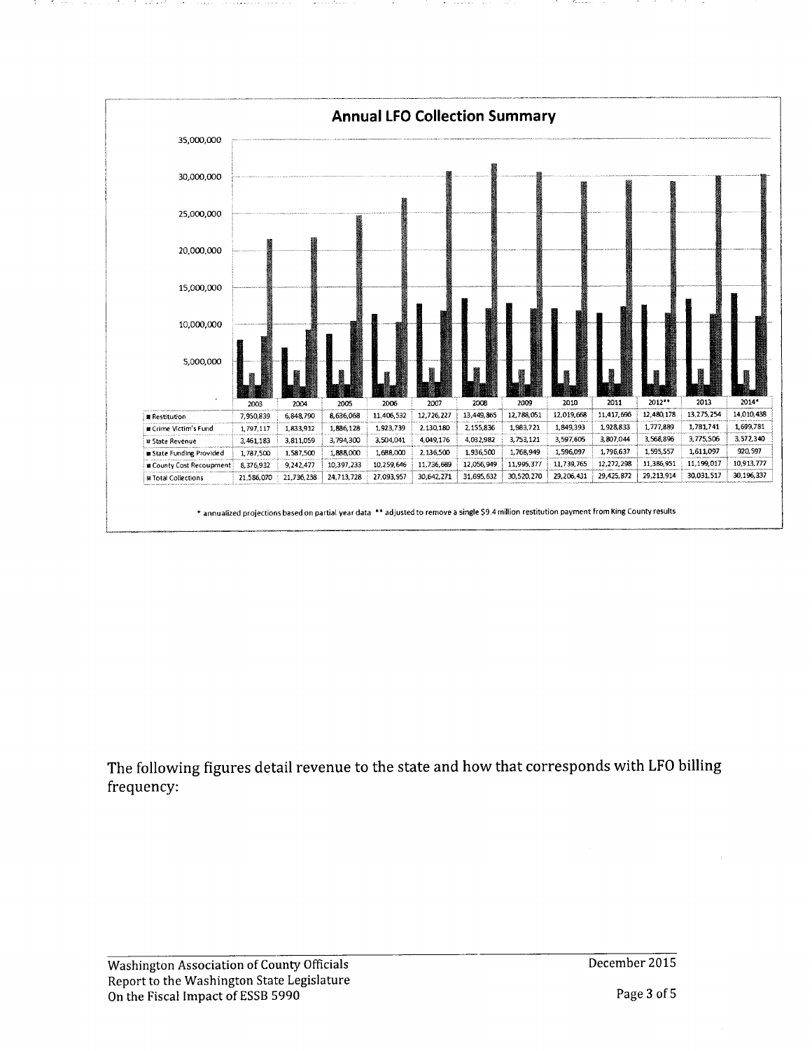## Annual LFO Collection Summary

| | 2003 | 2004 | 2005 | 2006 | 2007 | 2008 | 2009 | 2010 | 2011 | 2012** | 2013 | 2014* |
|---|---|---|---|---|---|---|---|---|---|---|---|---|
| Restitution | 7,950,839 | 6,848,790 | 8,636,068 | 11,406,532 | 12,726,227 | 13,449,865 | 12,788,051 | 12,019,668 | 11,417,696 | 12,480,178 | 13,275,254 | 14,010,438 |
| Crime Victim's Fund | 1,797,117 | 1,833,912 | 1,886,128 | 1,923,739 | 2,130,180 | 2,155,836 | 1,983,721 | 1,849,393 | 1,928,833 | 1,777,889 | 1,781,741 | 1,699,781 |
| State Revenue | 3,461,183 | 3,811,059 | 3,794,300 | 3,504,041 | 4,049,176 | 4,032,982 | 3,753,121 | 3,597,605 | 3,807,044 | 3,568,896 | 3,775,506 | 3,572,340 |
| State Funding Provided | 1,787,500 | 1,587,500 | 1,888,000 | 1,688,000 | 2,136,500 | 1,936,500 | 1,768,949 | 1,596,097 | 1,796,637 | 1,595,557 | 1,611,097 | 920,597 |
| County Cost Recoupment | 8,376,932 | 9,242,477 | 10,397,233 | 10,259,646 | 11,736,689 | 12,056,949 | 11,995,377 | 11,739,765 | 12,272,298 | 11,386,951 | 11,199,017 | 10,913,777 |
| Total Collections | 21,586,070 | 21,736,238 | 24,713,728 | 27,093,957 | 30,642,271 | 31,695,632 | 30,520,270 | 29,206,431 | 29,425,872 | 29,213,914 | 30,031,517 | 30,196,337 |

\* annualized projections based on partial year data \*\* adjusted to remove a single $9.4 million restitution payment from King County results

The following figures detail revenue to the state and how that corresponds with LFO billing frequency: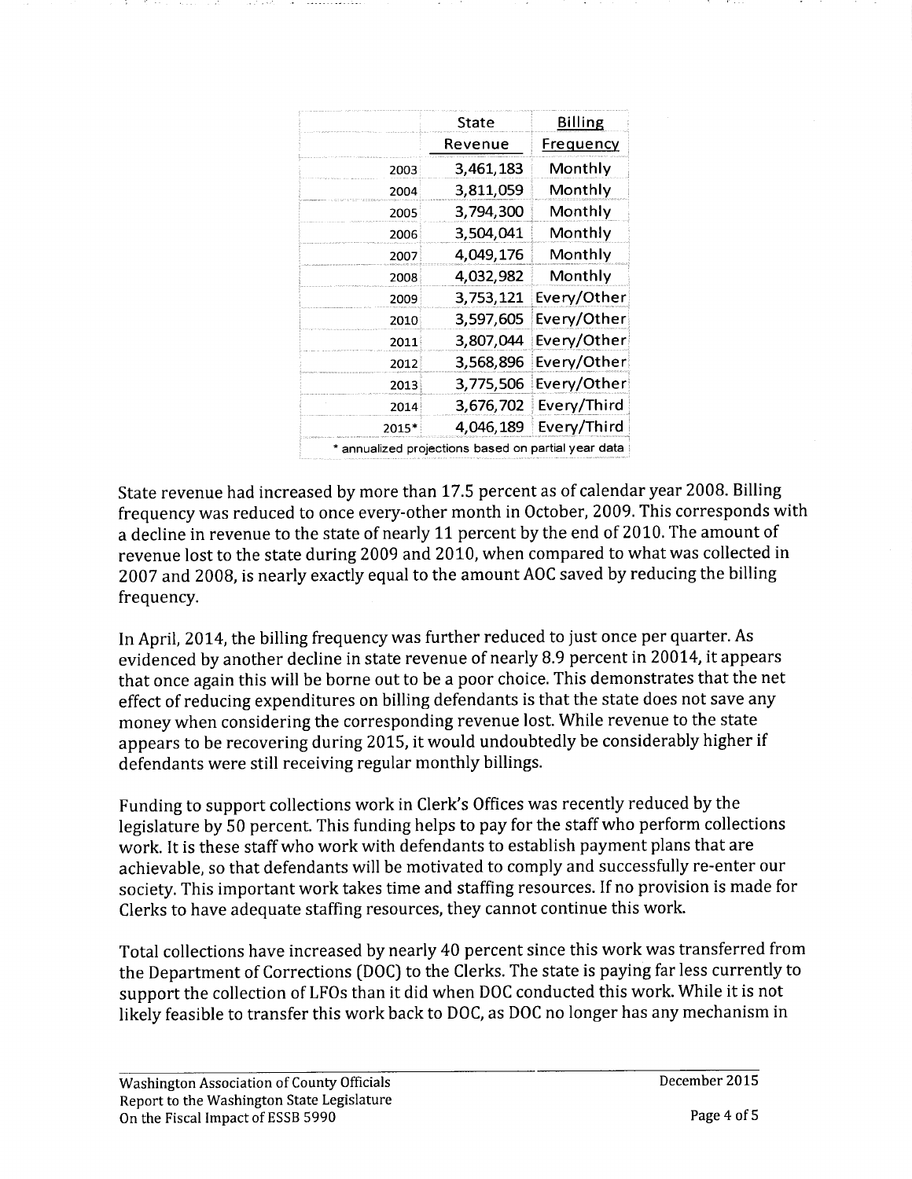| | State Revenue | Billing Frequency |
|---|---|---|
| 2003 | 3,461,183 | Monthly |
| 2004 | 3,811,059 | Monthly |
| 2005 | 3,794,300 | Monthly |
| 2006 | 3,504,041 | Monthly |
| 2007 | 4,049,176 | Monthly |
| 2008 | 4,032,982 | Monthly |
| 2009 | 3,753,121 | Every/Other |
| 2010 | 3,597,605 | Every/Other |
| 2011 | 3,807,044 | Every/Other |
| 2012 | 3,568,896 | Every/Other |
| 2013 | 3,775,506 | Every/Other |
| 2014 | 3,676,702 | Every/Third |
| 2015* | 4,046,189 | Every/Third |

* annualized projections based on partial year data

State revenue had increased by more than 17.5 percent as of calendar year 2008. Billing frequency was reduced to once every-other month in October, 2009. This corresponds with a decline in revenue to the state of nearly 11 percent by the end of 2010. The amount of revenue lost to the state during 2009 and 2010, when compared to what was collected in 2007 and 2008, is nearly exactly equal to the amount AOC saved by reducing the billing frequency.

In April, 2014, the billing frequency was further reduced to just once per quarter. As evidenced by another decline in state revenue of nearly 8.9 percent in 20014, it appears that once again this will be borne out to be a poor choice. This demonstrates that the net effect of reducing expenditures on billing defendants is that the state does not save any money when considering the corresponding revenue lost. While revenue to the state appears to be recovering during 2015, it would undoubtedly be considerably higher if defendants were still receiving regular monthly billings.

Funding to support collections work in Clerk's Offices was recently reduced by the legislature by 50 percent. This funding helps to pay for the staff who perform collections work. It is these staff who work with defendants to establish payment plans that are achievable, so that defendants will be motivated to comply and successfully re-enter our society. This important work takes time and staffing resources. If no provision is made for Clerks to have adequate staffing resources, they cannot continue this work.

Total collections have increased by nearly 40 percent since this work was transferred from the Department of Corrections (DOC) to the Clerks. The state is paying far less currently to support the collection of LFOs than it did when DOC conducted this work. While it is not likely feasible to transfer this work back to DOC, as DOC no longer has any mechanism in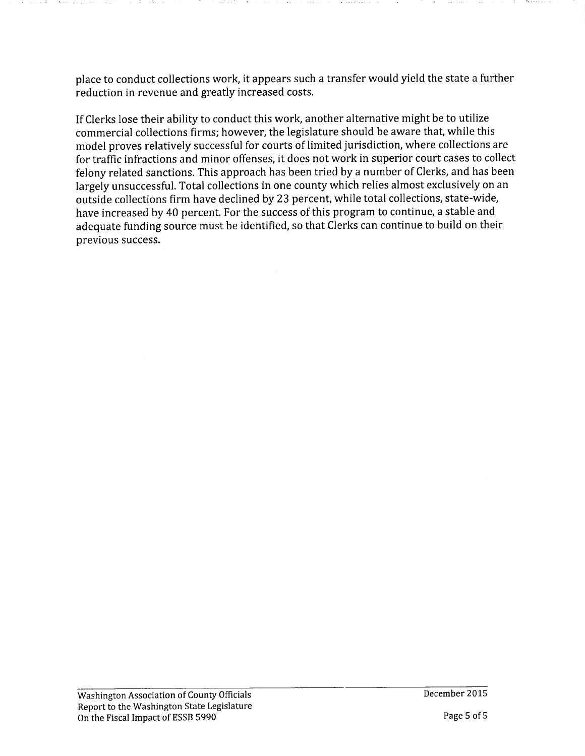place to conduct collections work, it appears such a transfer would yield the state a further reduction in revenue and greatly increased costs.

If Clerks lose their ability to conduct this work, another alternative might be to utilize commercial collections firms; however, the legislature should be aware that, while this model proves relatively successful for courts of limited jurisdiction, where collections are for traffic infractions and minor offenses, it does not work in superior court cases to collect felony related sanctions. This approach has been tried by a number of Clerks, and has been largely unsuccessful. Total collections in one county which relies almost exclusively on an outside collections firm have declined by 23 percent, while total collections, state-wide, have increased by 40 percent. For the success of this program to continue, a stable and adequate funding source must be identified, so that Clerks can continue to build on their previous success.